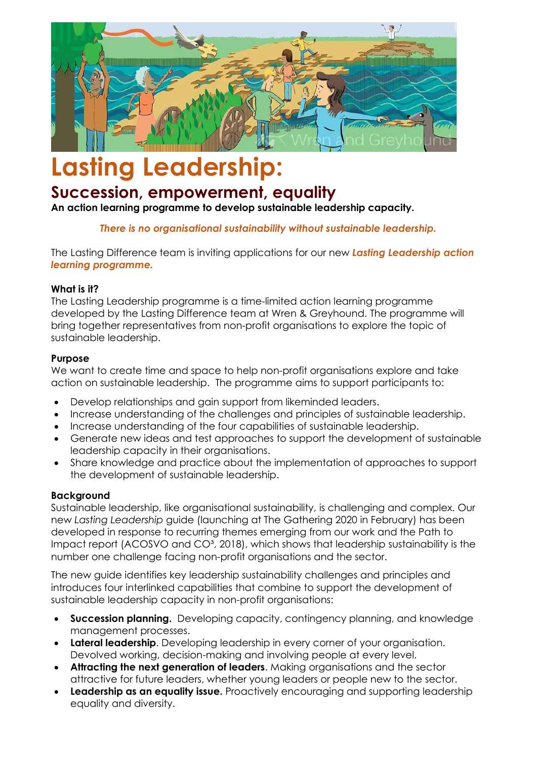# Lasting Leadership:

## Succession, empowerment, equality

**An action learning programme to develop sustainable leadership capacity.**

***There is no organisational sustainability without sustainable leadership.***

The Lasting Difference team is inviting applications for our new ***Lasting Leadership action learning programme.***

**What is it?**

The Lasting Leadership programme is a time-limited action learning programme developed by the Lasting Difference team at Wren & Greyhound. The programme will bring together representatives from non-profit organisations to explore the topic of sustainable leadership.

**Purpose**

We want to create time and space to help non-profit organisations explore and take action on sustainable leadership. The programme aims to support participants to:

- Develop relationships and gain support from likeminded leaders.
- Increase understanding of the challenges and principles of sustainable leadership.
- Increase understanding of the four capabilities of sustainable leadership.
- Generate new ideas and test approaches to support the development of sustainable leadership capacity in their organisations.
- Share knowledge and practice about the implementation of approaches to support the development of sustainable leadership.

**Background**

Sustainable leadership, like organisational sustainability, is challenging and complex. Our new *Lasting Leadership* guide (launching at The Gathering 2020 in February) has been developed in response to recurring themes emerging from our work and the Path to Impact report (ACOSVO and $CO^3$, 2018), which shows that leadership sustainability is the number one challenge facing non-profit organisations and the sector.

The new guide identifies key leadership sustainability challenges and principles and introduces four interlinked capabilities that combine to support the development of sustainable leadership capacity in non-profit organisations:

- **Succession planning.** Developing capacity, contingency planning, and knowledge management processes.
- **Lateral leadership**. Developing leadership in every corner of your organisation. Devolved working, decision-making and involving people at every level.
- **Attracting the next generation of leaders**. Making organisations and the sector attractive for future leaders, whether young leaders or people new to the sector.
- **Leadership as an equality issue.** Proactively encouraging and supporting leadership equality and diversity.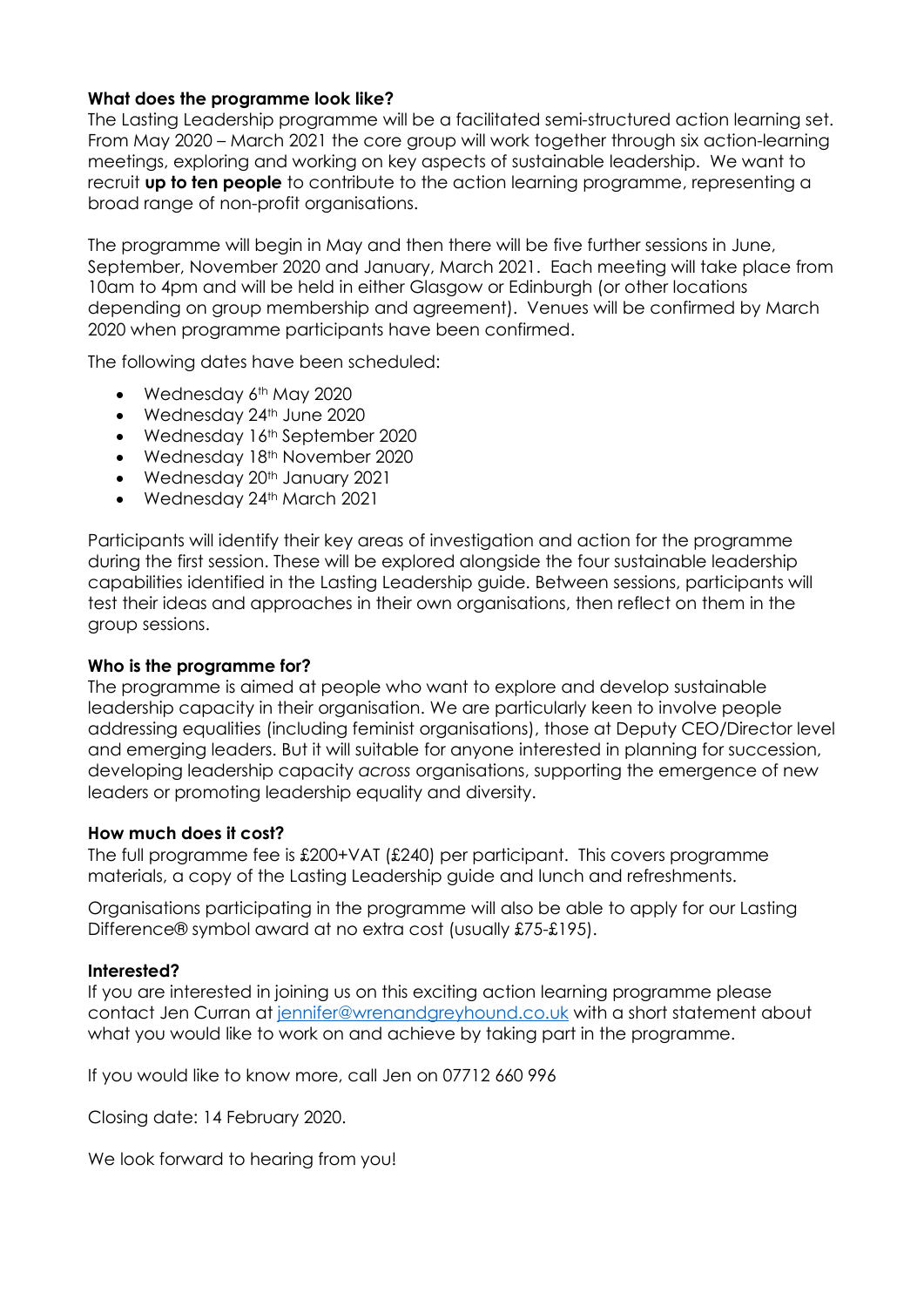**What does the programme look like?**

The Lasting Leadership programme will be a facilitated semi-structured action learning set. From May 2020 – March 2021 the core group will work together through six action-learning meetings, exploring and working on key aspects of sustainable leadership. We want to recruit **up to ten people** to contribute to the action learning programme, representing a broad range of non-profit organisations.

The programme will begin in May and then there will be five further sessions in June, September, November 2020 and January, March 2021. Each meeting will take place from 10am to 4pm and will be held in either Glasgow or Edinburgh (or other locations depending on group membership and agreement). Venues will be confirmed by March 2020 when programme participants have been confirmed.

The following dates have been scheduled:

- Wednesday 6th May 2020
- Wednesday 24th June 2020
- Wednesday 16th September 2020
- Wednesday 18th November 2020
- Wednesday 20th January 2021
- Wednesday 24th March 2021

Participants will identify their key areas of investigation and action for the programme during the first session. These will be explored alongside the four sustainable leadership capabilities identified in the Lasting Leadership guide. Between sessions, participants will test their ideas and approaches in their own organisations, then reflect on them in the group sessions.

**Who is the programme for?**

The programme is aimed at people who want to explore and develop sustainable leadership capacity in their organisation. We are particularly keen to involve people addressing equalities (including feminist organisations), those at Deputy CEO/Director level and emerging leaders. But it will suitable for anyone interested in planning for succession, developing leadership capacity *across* organisations, supporting the emergence of new leaders or promoting leadership equality and diversity.

**How much does it cost?**

The full programme fee is £200+VAT (£240) per participant. This covers programme materials, a copy of the Lasting Leadership guide and lunch and refreshments.

Organisations participating in the programme will also be able to apply for our Lasting Difference® symbol award at no extra cost (usually £75-£195).

**Interested?**

If you are interested in joining us on this exciting action learning programme please contact Jen Curran at jennifer@wrenandgreyhound.co.uk with a short statement about what you would like to work on and achieve by taking part in the programme.

If you would like to know more, call Jen on 07712 660 996

Closing date: 14 February 2020.

We look forward to hearing from you!